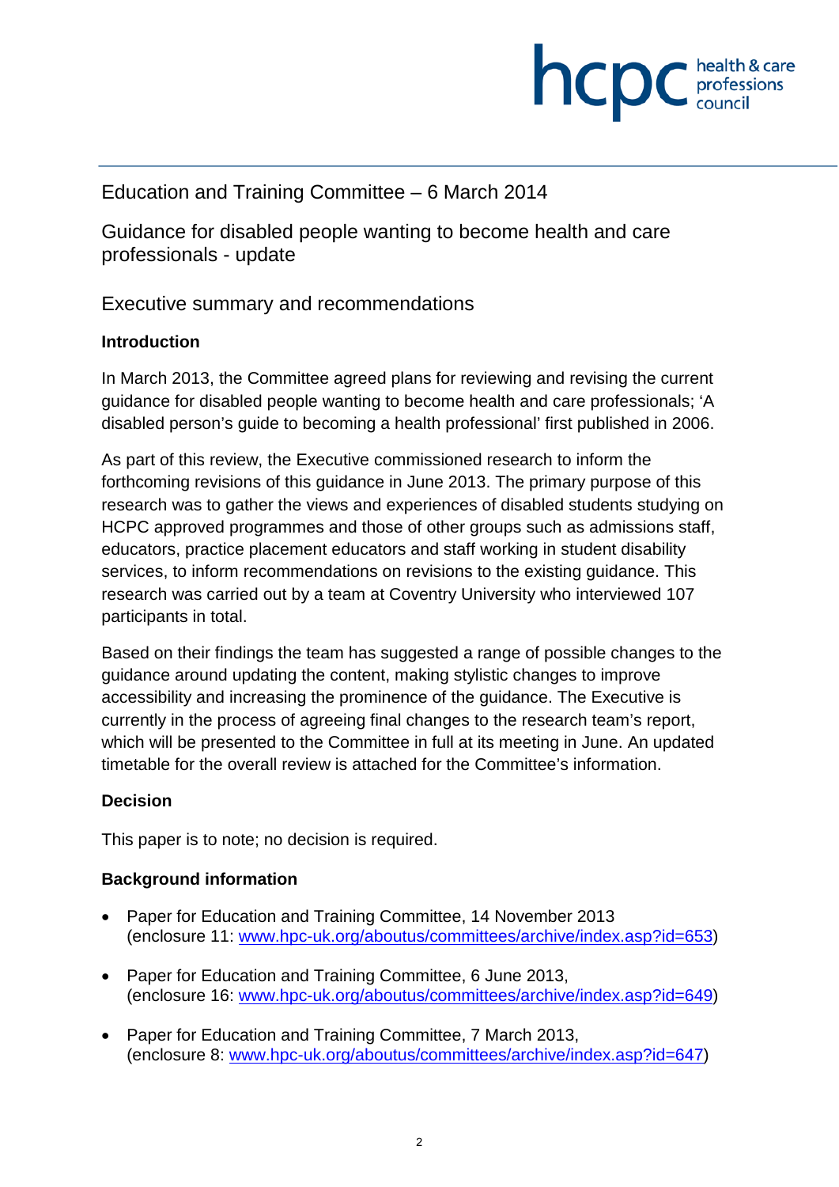Education and Training Committee – 6 March 2014

# Guidance for disabled people wanting to become health and care professionals - update

## Executive summary and recommendations

### Introduction

In March 2013, the Committee agreed plans for reviewing and revising the current guidance for disabled people wanting to become health and care professionals; 'A disabled person's guide to becoming a health professional' first published in 2006.

As part of this review, the Executive commissioned research to inform the forthcoming revisions of this guidance in June 2013. The primary purpose of this research was to gather the views and experiences of disabled students studying on HCPC approved programmes and those of other groups such as admissions staff, educators, practice placement educators and staff working in student disability services, to inform recommendations on revisions to the existing guidance. This research was carried out by a team at Coventry University who interviewed 107 participants in total.

Based on their findings the team has suggested a range of possible changes to the guidance around updating the content, making stylistic changes to improve accessibility and increasing the prominence of the guidance. The Executive is currently in the process of agreeing final changes to the research team's report, which will be presented to the Committee in full at its meeting in June. An updated timetable for the overall review is attached for the Committee's information.

### Decision

This paper is to note; no decision is required.

### Background information

- Paper for Education and Training Committee, 14 November 2013 (enclosure 11: www.hpc-uk.org/aboutus/committees/archive/index.asp?id=653)
- Paper for Education and Training Committee, 6 June 2013, (enclosure 16: www.hpc-uk.org/aboutus/committees/archive/index.asp?id=649)
- Paper for Education and Training Committee, 7 March 2013, (enclosure 8: www.hpc-uk.org/aboutus/committees/archive/index.asp?id=647)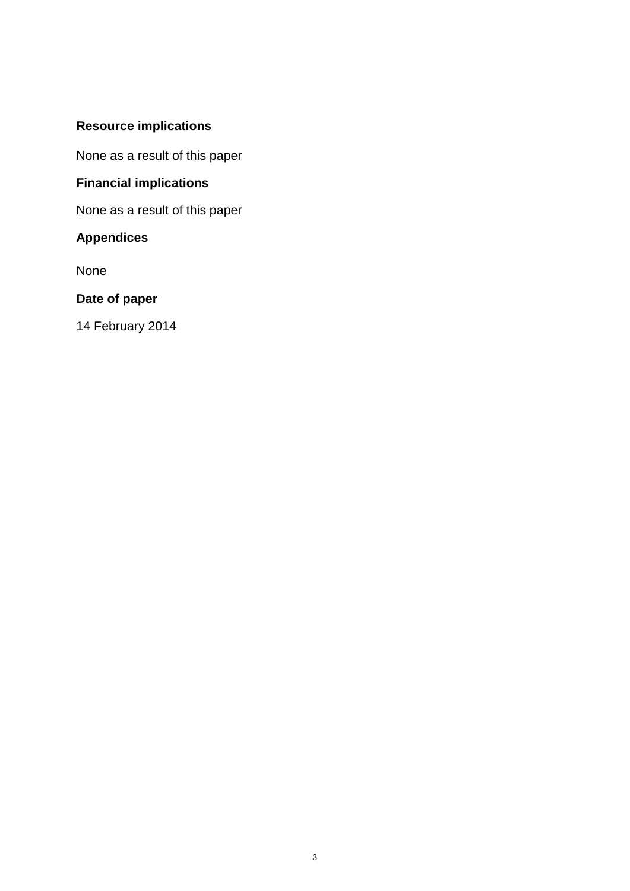**Resource implications**

None as a result of this paper

**Financial implications**

None as a result of this paper

**Appendices**

None

**Date of paper**

14 February 2014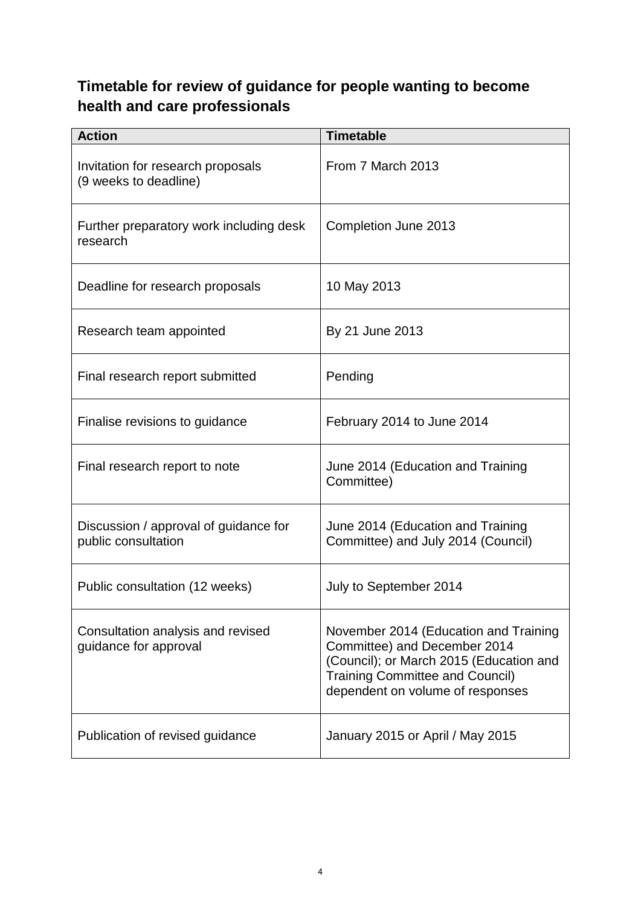## Timetable for review of guidance for people wanting to become health and care professionals

| Action | Timetable |
| --- | --- |
| Invitation for research proposals (9 weeks to deadline) | From 7 March 2013 |
| Further preparatory work including desk research | Completion June 2013 |
| Deadline for research proposals | 10 May 2013 |
| Research team appointed | By 21 June 2013 |
| Final research report submitted | Pending |
| Finalise revisions to guidance | February 2014 to June 2014 |
| Final research report to note | June 2014 (Education and Training Committee) |
| Discussion / approval of guidance for public consultation | June 2014 (Education and Training Committee) and July 2014 (Council) |
| Public consultation (12 weeks) | July to September 2014 |
| Consultation analysis and revised guidance for approval | November 2014 (Education and Training Committee) and December 2014 (Council); or March 2015 (Education and Training Committee and Council) dependent on volume of responses |
| Publication of revised guidance | January 2015 or April / May 2015 |